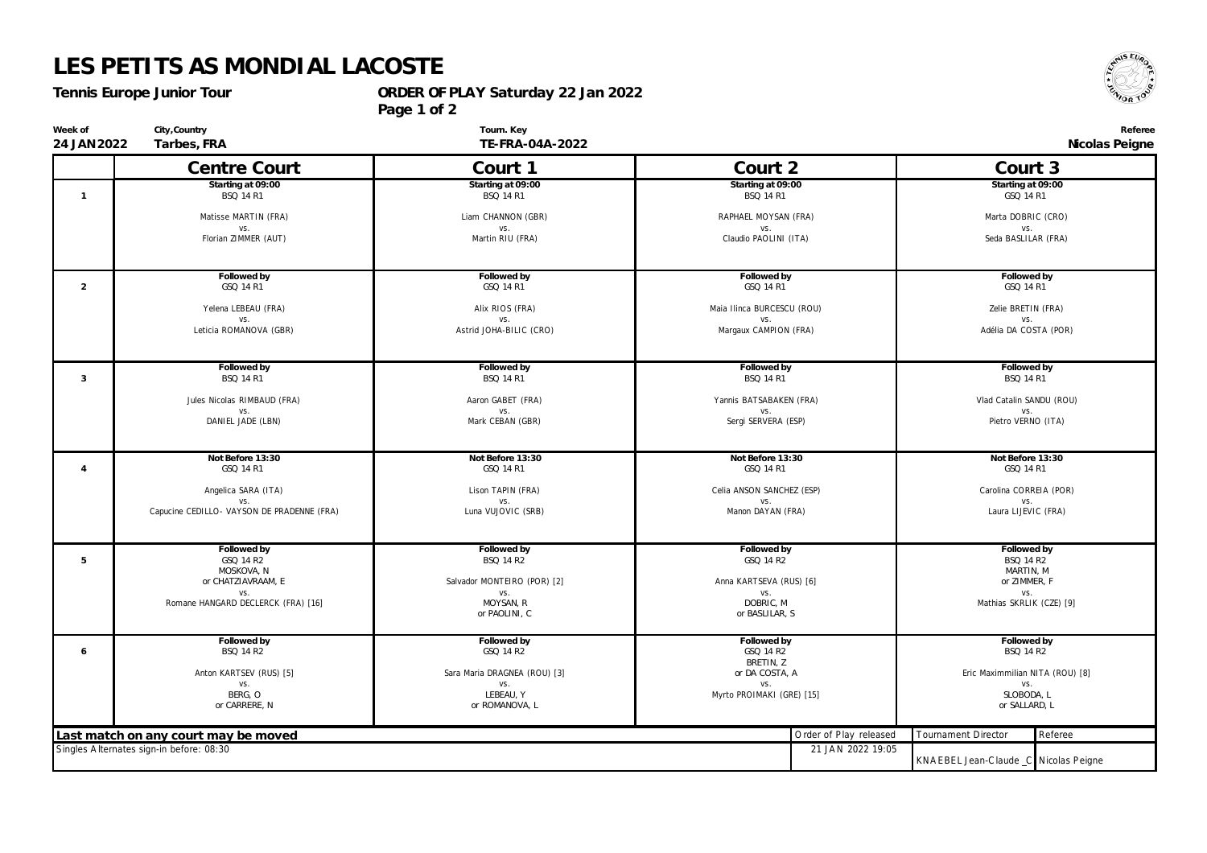# LES PETITS AS MONDIAL LACOSTE

**Tennis Europe Junior Tour** **ORDER OF PLAY Saturday 22 Jan 2022**

| Week of | City,Country | Tourn. Key | Referee |
|---|---|---|---|
| **24 JAN 2022** | **Tarbes, FRA** | **TE-FRA-04A-2022** | **Nicolas Peigne** |

| | Centre Court | Court 1 | Court 2 | Court 3 |
|---|---|---|---|---|
| 1 | **Starting at 09:00** BSQ 14 R1 Matisse MARTIN (FRA) vs. Florian ZIMMER (AUT) | **Starting at 09:00** BSQ 14 R1 Liam CHANNON (GBR) vs. Martin RIU (FRA) | **Starting at 09:00** BSQ 14 R1 RAPHAEL MOYSAN (FRA) vs. Claudio PAOLINI (ITA) | **Starting at 09:00** GSQ 14 R1 Marta DOBRIC (CRO) vs. Seda BASLILAR (FRA) |
| 2 | **Followed by** GSQ 14 R1 Yelena LEBEAU (FRA) vs. Leticia ROMANOVA (GBR) | **Followed by** GSQ 14 R1 Alix RIOS (FRA) vs. Astrid JOHA-BILIC (CRO) | **Followed by** GSQ 14 R1 Maia Ilinca BURCESCU (ROU) vs. Margaux CAMPION (FRA) | **Followed by** GSQ 14 R1 Zelie BRETIN (FRA) vs. Adélia DA COSTA (POR) |
| 3 | **Followed by** BSQ 14 R1 Jules Nicolas RIMBAUD (FRA) vs. DANIEL JADE (LBN) | **Followed by** BSQ 14 R1 Aaron GABET (FRA) vs. Mark CEBAN (GBR) | **Followed by** BSQ 14 R1 Yannis BATSABAKEN (FRA) vs. Sergi SERVERA (ESP) | **Followed by** BSQ 14 R1 Vlad Catalin SANDU (ROU) vs. Pietro VERNO (ITA) |
| 4 | **Not Before 13:30** GSQ 14 R1 Angelica SARA (ITA) vs. Capucine CEDILLO- VAYSON DE PRADENNE (FRA) | **Not Before 13:30** GSQ 14 R1 Lison TAPIN (FRA) vs. Luna VUJOVIC (SRB) | **Not Before 13:30** GSQ 14 R1 Celia ANSON SANCHEZ (ESP) vs. Manon DAYAN (FRA) | **Not Before 13:30** GSQ 14 R1 Carolina CORREIA (POR) vs. Laura LIJEVIC (FRA) |
| 5 | **Followed by** GSQ 14 R2 MOSKOVA, N or CHATZIAVRAAM, E vs. Romane HANGARD DECLERCK (FRA) [16] | **Followed by** BSQ 14 R2 Salvador MONTEIRO (POR) [2] vs. MOYSAN, R or PAOLINI, C | **Followed by** GSQ 14 R2 Anna KARTSEVA (RUS) [6] vs. DOBRIC, M or BASLILAR, S | **Followed by** BSQ 14 R2 MARTIN, M or ZIMMER, F vs. Mathias SKRLIK (CZE) [9] |
| 6 | **Followed by** BSQ 14 R2 Anton KARTSEV (RUS) [5] vs. BERG, O or CARRERE, N | **Followed by** GSQ 14 R2 Sara Maria DRAGNEA (ROU) [3] vs. LEBEAU, Y or ROMANOVA, L | **Followed by** GSQ 14 R2 BRETIN, Z or DA COSTA, A vs. Myrto PROIMAKI (GRE) [15] | **Followed by** BSQ 14 R2 Eric Maximmilian NITA (ROU) [8] vs. SLOBODA, L or SALLARD, L |

**Last match on any court may be moved**

Singles Alternates sign-in before: 08:30

| Order of Play released | Tournament Director | Referee |
|---|---|---|
| 21 JAN 2022 19:05 | KNAEBEL Jean-Claude _C | Nicolas Peigne |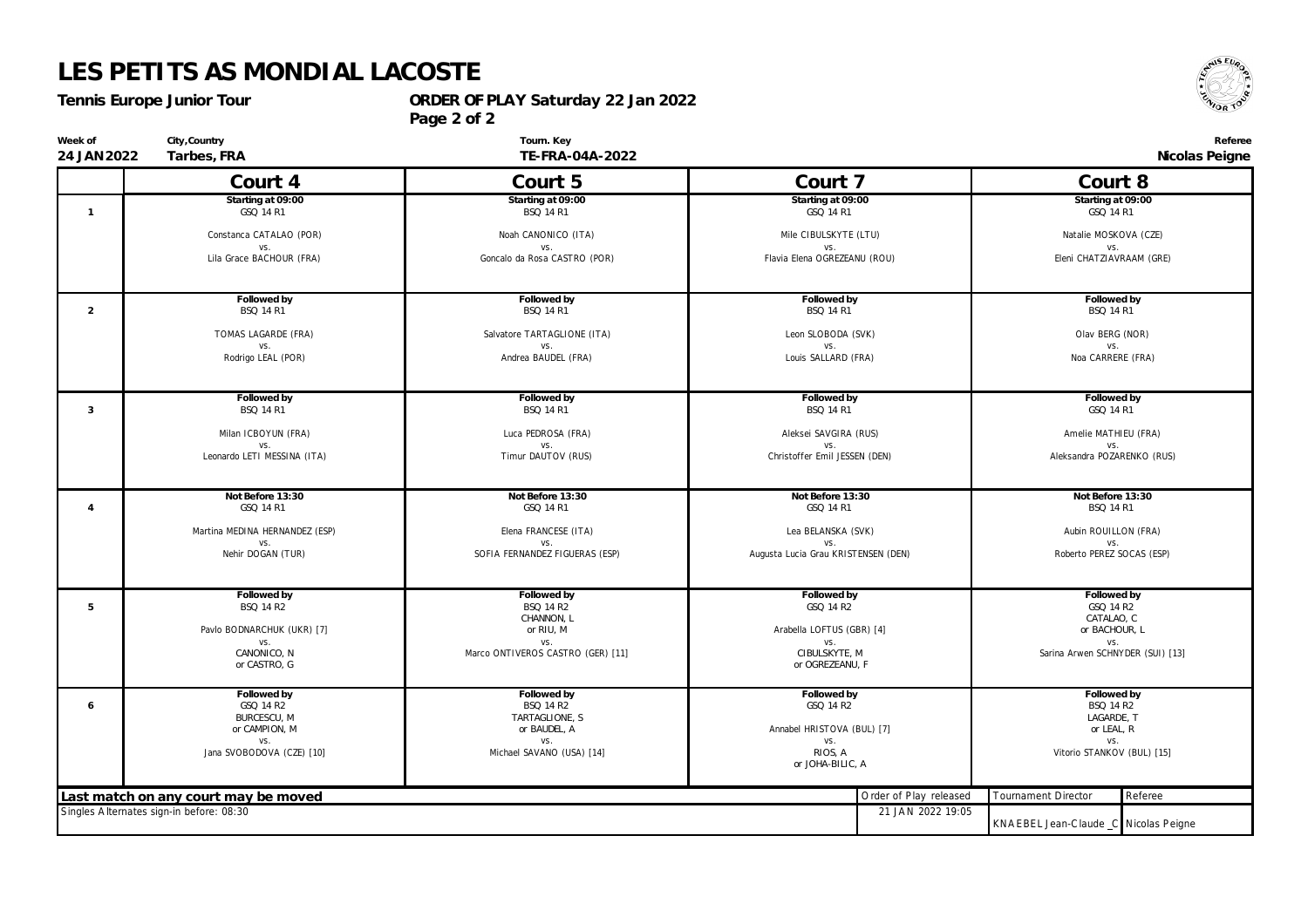# LES PETITS AS MONDIAL LACOSTE

**Tennis Europe Junior Tour**

**ORDER OF PLAY Saturday 22 Jan 2022**
**Page 2 of 2**

| Week of | City,Country | Tourn. Key | Referee |
|---|---|---|---|
| 24 JAN 2022 | Tarbes, FRA | TE-FRA-04A-2022 | Nicolas Peigne |

| | Court 4 | Court 5 | Court 7 | Court 8 |
|---|---|---|---|---|
| 1 | Starting at 09:00<br>GSQ 14 R1<br><br>Constanca CATALAO (POR)<br>vs.<br>Lila Grace BACHOUR (FRA) | Starting at 09:00<br>BSQ 14 R1<br><br>Noah CANONICO (ITA)<br>vs.<br>Goncalo da Rosa CASTRO (POR) | Starting at 09:00<br>GSQ 14 R1<br><br>Mile CIBULSKYTE (LTU)<br>vs.<br>Flavia Elena OGREZEANU (ROU) | Starting at 09:00<br>GSQ 14 R1<br><br>Natalie MOSKOVA (CZE)<br>vs.<br>Eleni CHATZIAVRAAM (GRE) |
| 2 | Followed by<br>BSQ 14 R1<br><br>TOMAS LAGARDE (FRA)<br>vs.<br>Rodrigo LEAL (POR) | Followed by<br>BSQ 14 R1<br><br>Salvatore TARTAGLIONE (ITA)<br>vs.<br>Andrea BAUDEL (FRA) | Followed by<br>BSQ 14 R1<br><br>Leon SLOBODA (SVK)<br>vs.<br>Louis SALLARD (FRA) | Followed by<br>BSQ 14 R1<br><br>Olav BERG (NOR)<br>vs.<br>Noa CARRERE (FRA) |
| 3 | Followed by<br>BSQ 14 R1<br><br>Milan ICBOYUN (FRA)<br>vs.<br>Leonardo LETI MESSINA (ITA) | Followed by<br>BSQ 14 R1<br><br>Luca PEDROSA (FRA)<br>vs.<br>Timur DAUTOV (RUS) | Followed by<br>BSQ 14 R1<br><br>Aleksei SAVGIRA (RUS)<br>vs.<br>Christoffer Emil JESSEN (DEN) | Followed by<br>GSQ 14 R1<br><br>Amelie MATHIEU (FRA)<br>vs.<br>Aleksandra POZARENKO (RUS) |
| 4 | Not Before 13:30<br>GSQ 14 R1<br><br>Martina MEDINA HERNANDEZ (ESP)<br>vs.<br>Nehir DOGAN (TUR) | Not Before 13:30<br>GSQ 14 R1<br><br>Elena FRANCESE (ITA)<br>vs.<br>SOFIA FERNANDEZ FIGUERAS (ESP) | Not Before 13:30<br>GSQ 14 R1<br><br>Lea BELANSKA (SVK)<br>vs.<br>Augusta Lucia Grau KRISTENSEN (DEN) | Not Before 13:30<br>BSQ 14 R1<br><br>Aubin ROUILLON (FRA)<br>vs.<br>Roberto PEREZ SOCAS (ESP) |
| 5 | Followed by<br>BSQ 14 R2<br><br>Pavlo BODNARCHUK (UKR) [7]<br>vs.<br>CANONICO, N<br>or CASTRO, G | Followed by<br>BSQ 14 R2<br>CHANNON, L<br>or RIU, M<br>vs.<br>Marco ONTIVEROS CASTRO (GER) [11] | Followed by<br>GSQ 14 R2<br><br>Arabella LOFTUS (GBR) [4]<br>vs.<br>CIBULSKYTE, M<br>or OGREZEANU, F | Followed by<br>GSQ 14 R2<br>CATALAO, C<br>or BACHOUR, L<br>vs.<br>Sarina Arwen SCHNYDER (SUI) [13] |
| 6 | Followed by<br>GSQ 14 R2<br>BURCESCU, M<br>or CAMPION, M<br>vs.<br>Jana SVOBODOVA (CZE) [10] | Followed by<br>BSQ 14 R2<br>TARTAGLIONE, S<br>or BAUDEL, A<br>vs.<br>Michael SAVANO (USA) [14] | Followed by<br>GSQ 14 R2<br><br>Annabel HRISTOVA (BUL) [7]<br>vs.<br>RIOS, A<br>or JOHA-BILIC, A | Followed by<br>BSQ 14 R2<br>LAGARDE, T<br>or LEAL, R<br>vs.<br>Vitorio STANKOV (BUL) [15] |

| | | | |
|---|---|---|---|
| **Last match on any court may be moved** | Order of Play released | Tournament Director | Referee |
| Singles Alternates sign-in before: 08:30 | 21 JAN 2022 19:05 | KNAEBEL Jean-Claude _C | Nicolas Peigne |